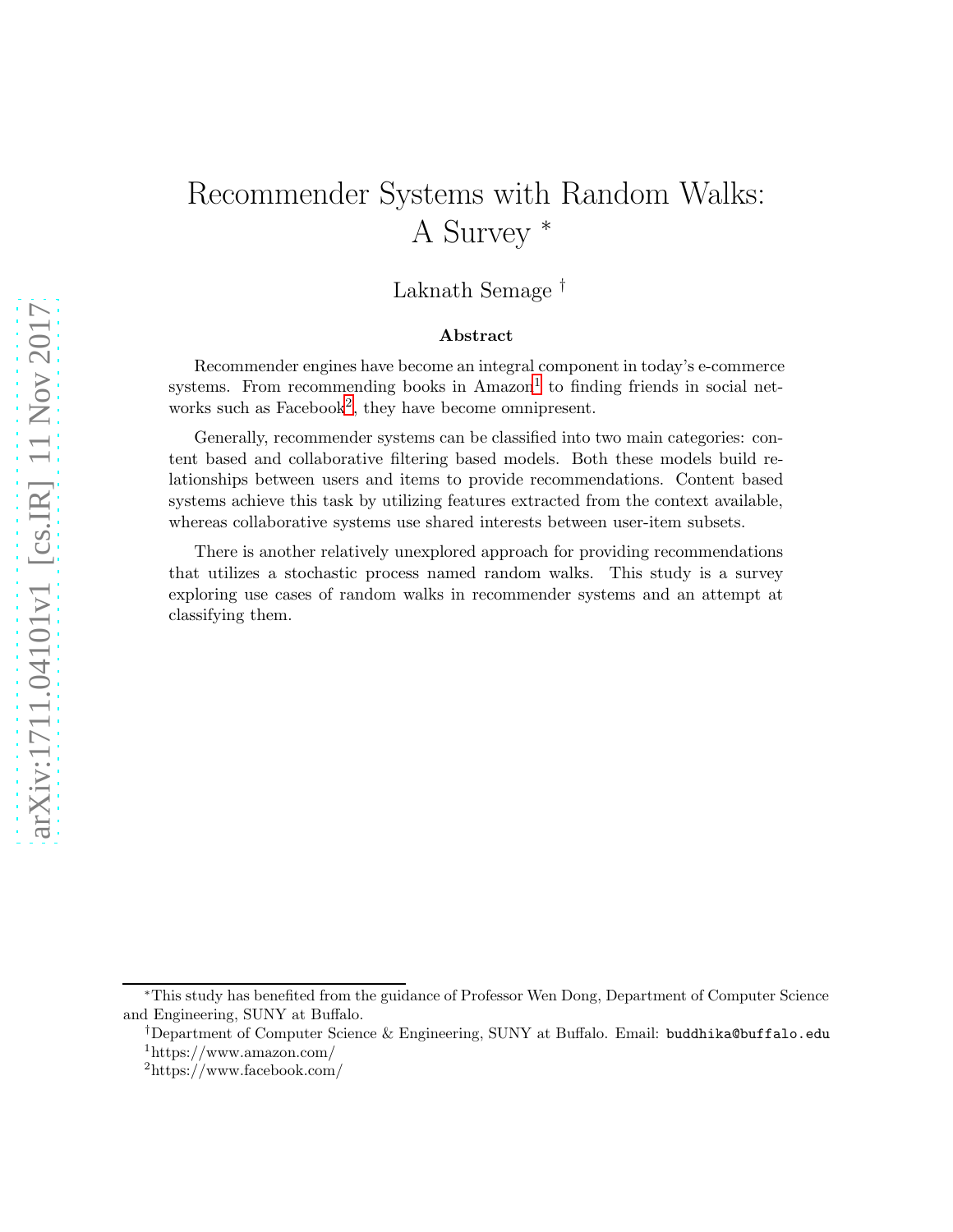# Recommender Systems with Random Walks: A Survey *

Laknath Semage †

## Abstract

Recommender engines have become an integral component in today's e-commerce systems. From recommending books in Amazon[1] to finding friends in social networks such as Facebook[2], they have become omnipresent.

Generally, recommender systems can be classified into two main categories: content based and collaborative filtering based models. Both these models build relationships between users and items to provide recommendations. Content based systems achieve this task by utilizing features extracted from the context available, whereas collaborative systems use shared interests between user-item subsets.

There is another relatively unexplored approach for providing recommendations that utilizes a stochastic process named random walks. This study is a survey exploring use cases of random walks in recommender systems and an attempt at classifying them.

---

*This study has benefited from the guidance of Professor Wen Dong, Department of Computer Science and Engineering, SUNY at Buffalo.

†Department of Computer Science & Engineering, SUNY at Buffalo. Email: `buddhika@buffalo.edu`

[1] https://www.amazon.com/

[2] https://www.facebook.com/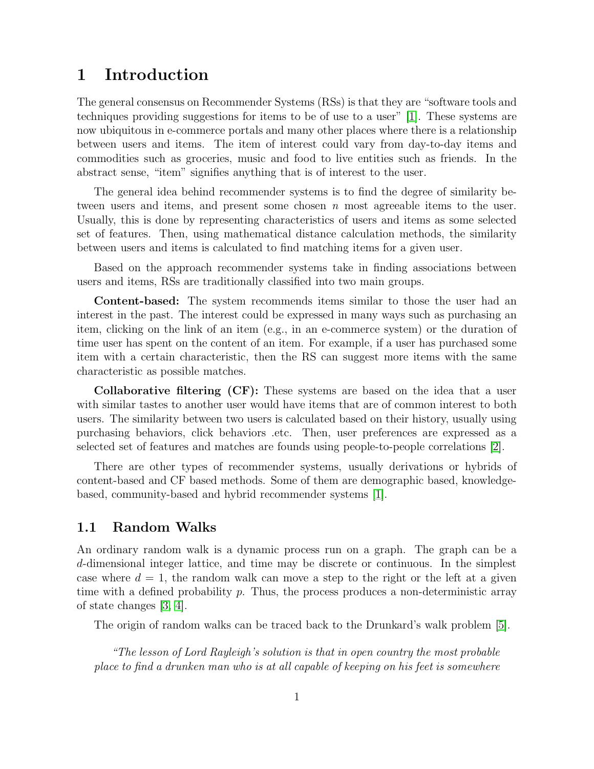# 1 Introduction

The general consensus on Recommender Systems (RSs) is that they are "software tools and techniques providing suggestions for items to be of use to a user" [1]. These systems are now ubiquitous in e-commerce portals and many other places where there is a relationship between users and items. The item of interest could vary from day-to-day items and commodities such as groceries, music and food to live entities such as friends. In the abstract sense, "item" signifies anything that is of interest to the user.

The general idea behind recommender systems is to find the degree of similarity between users and items, and present some chosen $n$ most agreeable items to the user. Usually, this is done by representing characteristics of users and items as some selected set of features. Then, using mathematical distance calculation methods, the similarity between users and items is calculated to find matching items for a given user.

Based on the approach recommender systems take in finding associations between users and items, RSs are traditionally classified into two main groups.

**Content-based:** The system recommends items similar to those the user had an interest in the past. The interest could be expressed in many ways such as purchasing an item, clicking on the link of an item (e.g., in an e-commerce system) or the duration of time user has spent on the content of an item. For example, if a user has purchased some item with a certain characteristic, then the RS can suggest more items with the same characteristic as possible matches.

**Collaborative filtering (CF):** These systems are based on the idea that a user with similar tastes to another user would have items that are of common interest to both users. The similarity between two users is calculated based on their history, usually using purchasing behaviors, click behaviors .etc. Then, user preferences are expressed as a selected set of features and matches are founds using people-to-people correlations [2].

There are other types of recommender systems, usually derivations or hybrids of content-based and CF based methods. Some of them are demographic based, knowledge-based, community-based and hybrid recommender systems [1].

## 1.1 Random Walks

An ordinary random walk is a dynamic process run on a graph. The graph can be a $d$-dimensional integer lattice, and time may be discrete or continuous. In the simplest case where $d = 1$, the random walk can move a step to the right or the left at a given time with a defined probability $p$. Thus, the process produces a non-deterministic array of state changes [3, 4].

The origin of random walks can be traced back to the Drunkard's walk problem [5].

> *"The lesson of Lord Rayleigh's solution is that in open country the most probable place to find a drunken man who is at all capable of keeping on his feet is somewhere*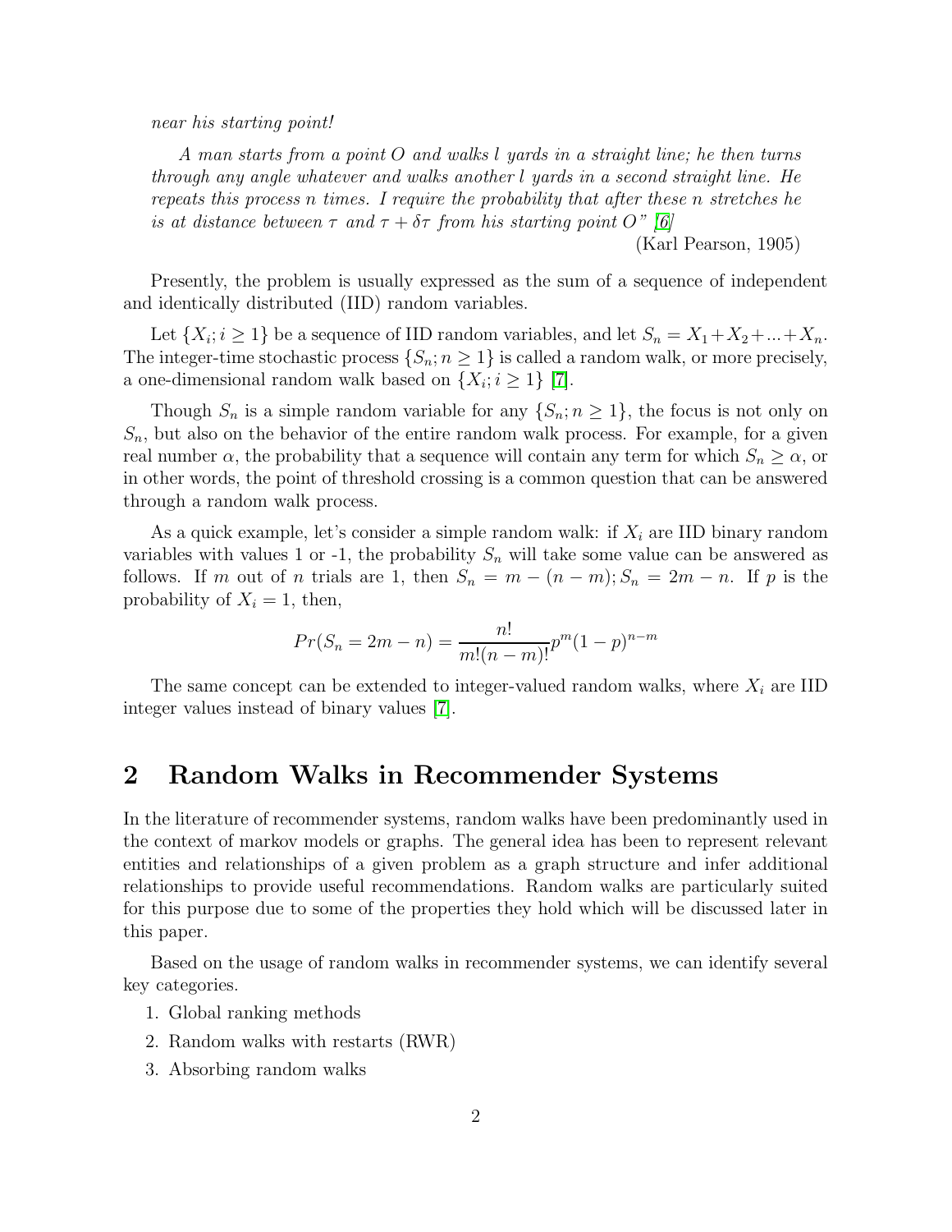*near his starting point!*

*A man starts from a point O and walks l yards in a straight line; he then turns through any angle whatever and walks another l yards in a second straight line. He repeats this process n times. I require the probability that after these n stretches he is at distance between $\tau$ and $\tau + \delta\tau$ from his starting point O" [6]*

(Karl Pearson, 1905)

Presently, the problem is usually expressed as the sum of a sequence of independent and identically distributed (IID) random variables.

Let $\{X_i; i \geq 1\}$ be a sequence of IID random variables, and let $S_n = X_1 + X_2 + ... + X_n$. The integer-time stochastic process $\{S_n; n \geq 1\}$ is called a random walk, or more precisely, a one-dimensional random walk based on $\{X_i; i \geq 1\}$ [7].

Though $S_n$ is a simple random variable for any $\{S_n; n \geq 1\}$, the focus is not only on $S_n$, but also on the behavior of the entire random walk process. For example, for a given real number $\alpha$, the probability that a sequence will contain any term for which $S_n \geq \alpha$, or in other words, the point of threshold crossing is a common question that can be answered through a random walk process.

As a quick example, let's consider a simple random walk: if $X_i$ are IID binary random variables with values 1 or -1, the probability $S_n$ will take some value can be answered as follows. If $m$ out of $n$ trials are 1, then $S_n = m - (n - m); S_n = 2m - n$. If $p$ is the probability of $X_i = 1$, then,

$$Pr(S_n = 2m - n) = \frac{n!}{m!(n-m)!} p^m (1-p)^{n-m}$$

The same concept can be extended to integer-valued random walks, where $X_i$ are IID integer values instead of binary values [7].

## 2 Random Walks in Recommender Systems

In the literature of recommender systems, random walks have been predominantly used in the context of markov models or graphs. The general idea has been to represent relevant entities and relationships of a given problem as a graph structure and infer additional relationships to provide useful recommendations. Random walks are particularly suited for this purpose due to some of the properties they hold which will be discussed later in this paper.

Based on the usage of random walks in recommender systems, we can identify several key categories.

1. Global ranking methods
2. Random walks with restarts (RWR)
3. Absorbing random walks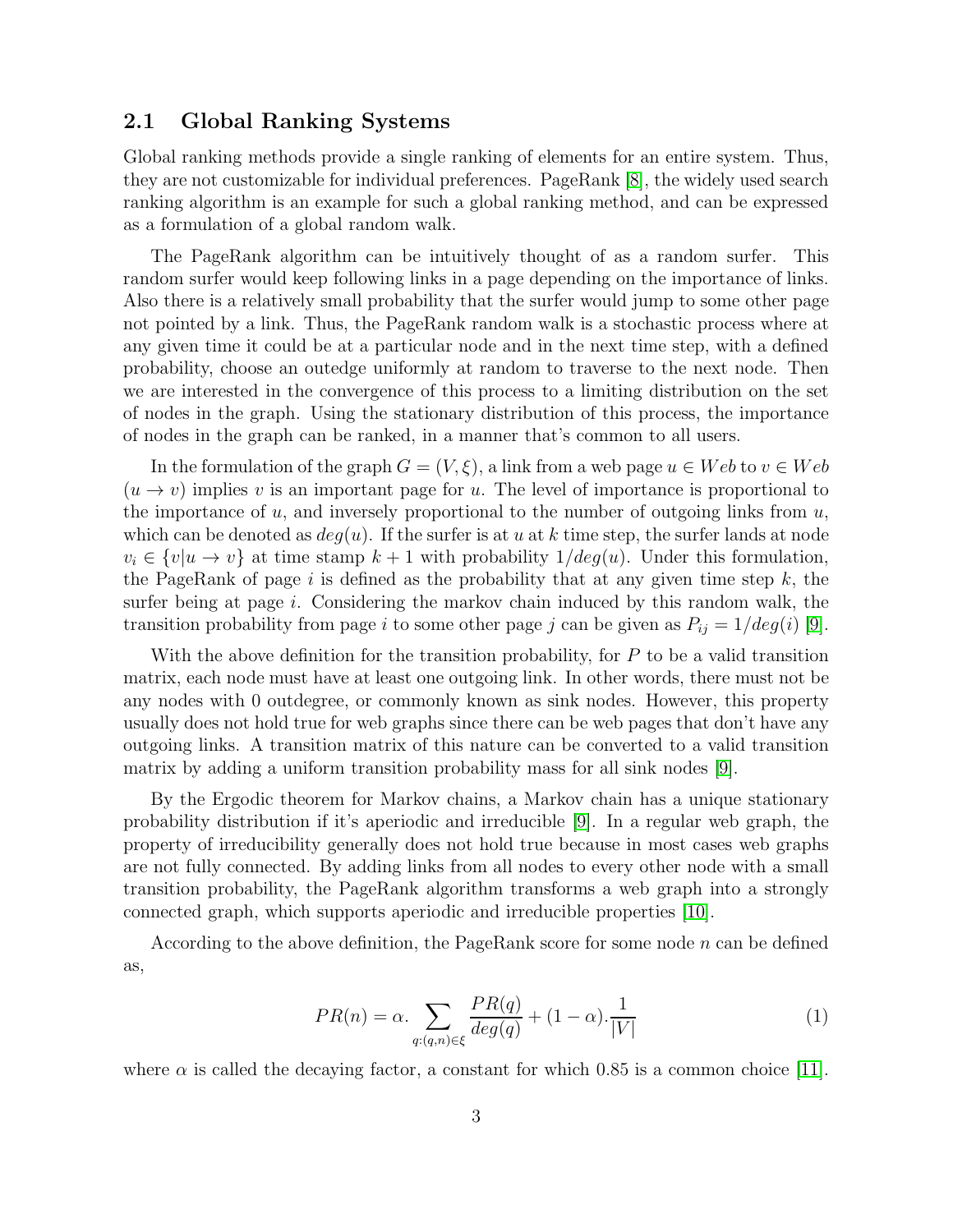### 2.1 Global Ranking Systems

Global ranking methods provide a single ranking of elements for an entire system. Thus, they are not customizable for individual preferences. PageRank [8], the widely used search ranking algorithm is an example for such a global ranking method, and can be expressed as a formulation of a global random walk.

The PageRank algorithm can be intuitively thought of as a random surfer. This random surfer would keep following links in a page depending on the importance of links. Also there is a relatively small probability that the surfer would jump to some other page not pointed by a link. Thus, the PageRank random walk is a stochastic process where at any given time it could be at a particular node and in the next time step, with a defined probability, choose an outedge uniformly at random to traverse to the next node. Then we are interested in the convergence of this process to a limiting distribution on the set of nodes in the graph. Using the stationary distribution of this process, the importance of nodes in the graph can be ranked, in a manner that's common to all users.

In the formulation of the graph $G = (V, \xi)$, a link from a web page $u \in Web$ to $v \in Web$ ($u \to v$) implies $v$ is an important page for $u$. The level of importance is proportional to the importance of $u$, and inversely proportional to the number of outgoing links from $u$, which can be denoted as $deg(u)$. If the surfer is at $u$ at $k$ time step, the surfer lands at node $v_i \in \{v|u \to v\}$ at time stamp $k+1$ with probability $1/deg(u)$. Under this formulation, the PageRank of page $i$ is defined as the probability that at any given time step $k$, the surfer being at page $i$. Considering the markov chain induced by this random walk, the transition probability from page $i$ to some other page $j$ can be given as $P_{ij} = 1/deg(i)$ [9].

With the above definition for the transition probability, for $P$ to be a valid transition matrix, each node must have at least one outgoing link. In other words, there must not be any nodes with 0 outdegree, or commonly known as sink nodes. However, this property usually does not hold true for web graphs since there can be web pages that don't have any outgoing links. A transition matrix of this nature can be converted to a valid transition matrix by adding a uniform transition probability mass for all sink nodes [9].

By the Ergodic theorem for Markov chains, a Markov chain has a unique stationary probability distribution if it's aperiodic and irreducible [9]. In a regular web graph, the property of irreducibility generally does not hold true because in most cases web graphs are not fully connected. By adding links from all nodes to every other node with a small transition probability, the PageRank algorithm transforms a web graph into a strongly connected graph, which supports aperiodic and irreducible properties [10].

According to the above definition, the PageRank score for some node $n$ can be defined as,

$$PR(n) = \alpha . \sum_{q:(q,n) \in \xi} \frac{PR(q)}{deg(q)} + (1 - \alpha) . \frac{1}{|V|} \tag{1}$$

where $\alpha$ is called the decaying factor, a constant for which 0.85 is a common choice [11].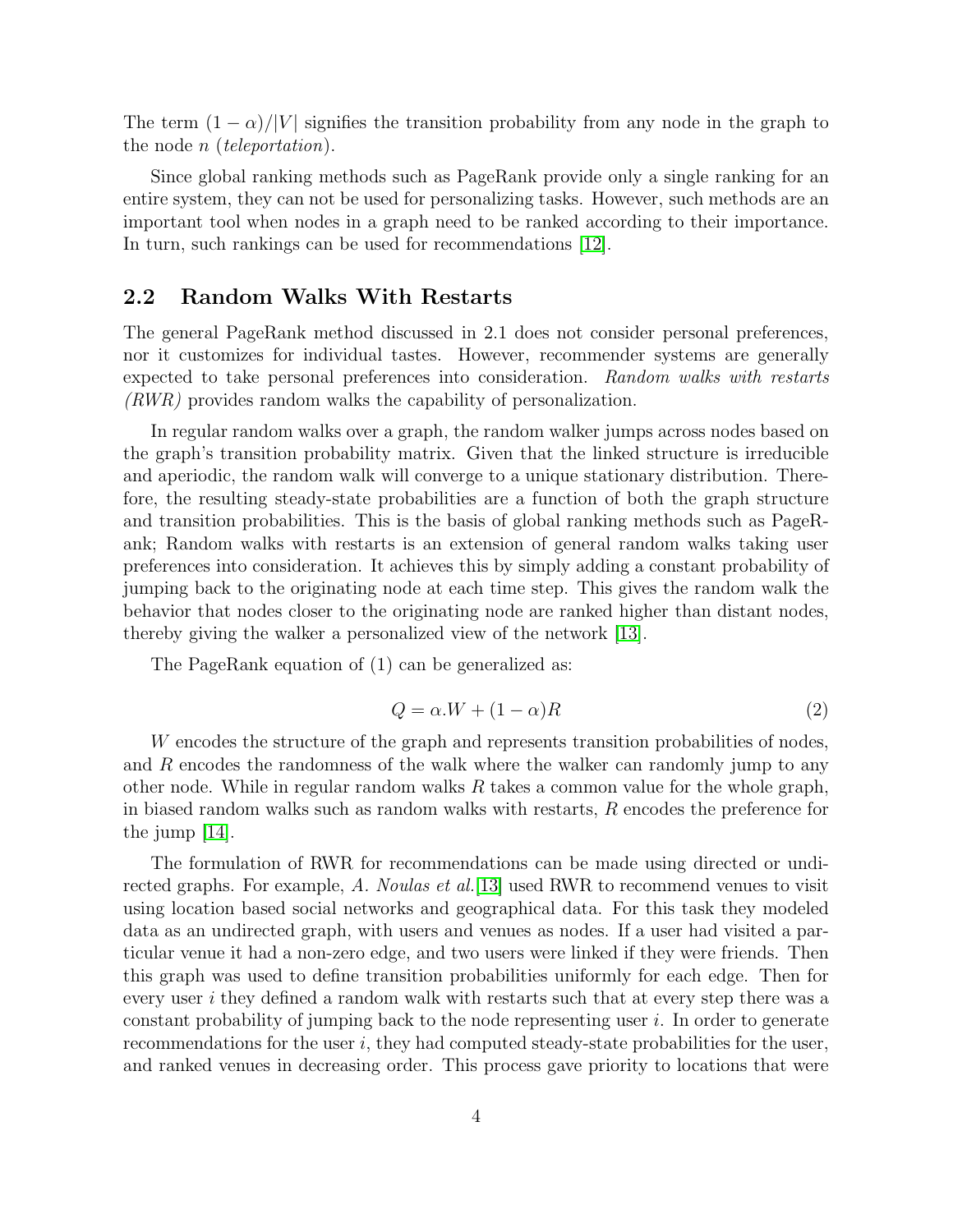The term $(1 - \alpha)/|V|$ signifies the transition probability from any node in the graph to the node $n$ (*teleportation*).

Since global ranking methods such as PageRank provide only a single ranking for an entire system, they can not be used for personalizing tasks. However, such methods are an important tool when nodes in a graph need to be ranked according to their importance. In turn, such rankings can be used for recommendations [12].

## 2.2 Random Walks With Restarts

The general PageRank method discussed in 2.1 does not consider personal preferences, nor it customizes for individual tastes. However, recommender systems are generally expected to take personal preferences into consideration. *Random walks with restarts (RWR)* provides random walks the capability of personalization.

In regular random walks over a graph, the random walker jumps across nodes based on the graph's transition probability matrix. Given that the linked structure is irreducible and aperiodic, the random walk will converge to a unique stationary distribution. Therefore, the resulting steady-state probabilities are a function of both the graph structure and transition probabilities. This is the basis of global ranking methods such as PageRank; Random walks with restarts is an extension of general random walks taking user preferences into consideration. It achieves this by simply adding a constant probability of jumping back to the originating node at each time step. This gives the random walk the behavior that nodes closer to the originating node are ranked higher than distant nodes, thereby giving the walker a personalized view of the network [13].

The PageRank equation of (1) can be generalized as:

$$Q = \alpha.W + (1 - \alpha)R \tag{2}$$

$W$ encodes the structure of the graph and represents transition probabilities of nodes, and $R$ encodes the randomness of the walk where the walker can randomly jump to any other node. While in regular random walks $R$ takes a common value for the whole graph, in biased random walks such as random walks with restarts, $R$ encodes the preference for the jump [14].

The formulation of RWR for recommendations can be made using directed or undirected graphs. For example, *A. Noulas et al.*[13] used RWR to recommend venues to visit using location based social networks and geographical data. For this task they modeled data as an undirected graph, with users and venues as nodes. If a user had visited a particular venue it had a non-zero edge, and two users were linked if they were friends. Then this graph was used to define transition probabilities uniformly for each edge. Then for every user $i$ they defined a random walk with restarts such that at every step there was a constant probability of jumping back to the node representing user $i$. In order to generate recommendations for the user $i$, they had computed steady-state probabilities for the user, and ranked venues in decreasing order. This process gave priority to locations that were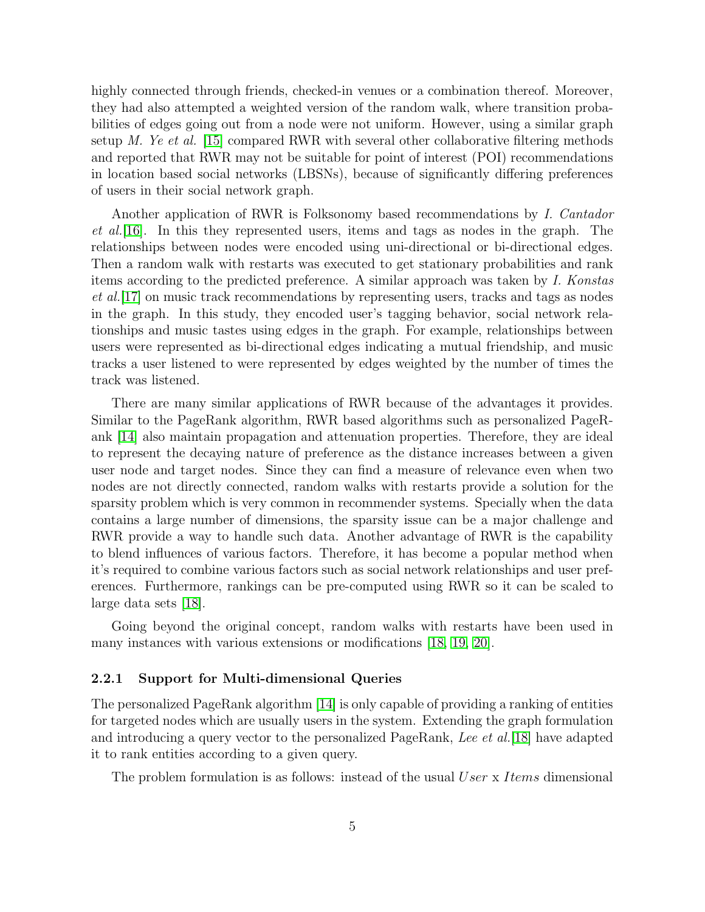highly connected through friends, checked-in venues or a combination thereof. Moreover, they had also attempted a weighted version of the random walk, where transition probabilities of edges going out from a node were not uniform. However, using a similar graph setup *M. Ye et al.* [15] compared RWR with several other collaborative filtering methods and reported that RWR may not be suitable for point of interest (POI) recommendations in location based social networks (LBSNs), because of significantly differing preferences of users in their social network graph.

Another application of RWR is Folksonomy based recommendations by *I. Cantador et al.*[16]. In this they represented users, items and tags as nodes in the graph. The relationships between nodes were encoded using uni-directional or bi-directional edges. Then a random walk with restarts was executed to get stationary probabilities and rank items according to the predicted preference. A similar approach was taken by *I. Konstas et al.*[17] on music track recommendations by representing users, tracks and tags as nodes in the graph. In this study, they encoded user's tagging behavior, social network relationships and music tastes using edges in the graph. For example, relationships between users were represented as bi-directional edges indicating a mutual friendship, and music tracks a user listened to were represented by edges weighted by the number of times the track was listened.

There are many similar applications of RWR because of the advantages it provides. Similar to the PageRank algorithm, RWR based algorithms such as personalized PageRank [14] also maintain propagation and attenuation properties. Therefore, they are ideal to represent the decaying nature of preference as the distance increases between a given user node and target nodes. Since they can find a measure of relevance even when two nodes are not directly connected, random walks with restarts provide a solution for the sparsity problem which is very common in recommender systems. Specially when the data contains a large number of dimensions, the sparsity issue can be a major challenge and RWR provide a way to handle such data. Another advantage of RWR is the capability to blend influences of various factors. Therefore, it has become a popular method when it's required to combine various factors such as social network relationships and user preferences. Furthermore, rankings can be pre-computed using RWR so it can be scaled to large data sets [18].

Going beyond the original concept, random walks with restarts have been used in many instances with various extensions or modifications [18, 19, 20].

### 2.2.1 Support for Multi-dimensional Queries

The personalized PageRank algorithm [14] is only capable of providing a ranking of entities for targeted nodes which are usually users in the system. Extending the graph formulation and introducing a query vector to the personalized PageRank, *Lee et al.*[18] have adapted it to rank entities according to a given query.

The problem formulation is as follows: instead of the usual $User$ x $Items$ dimensional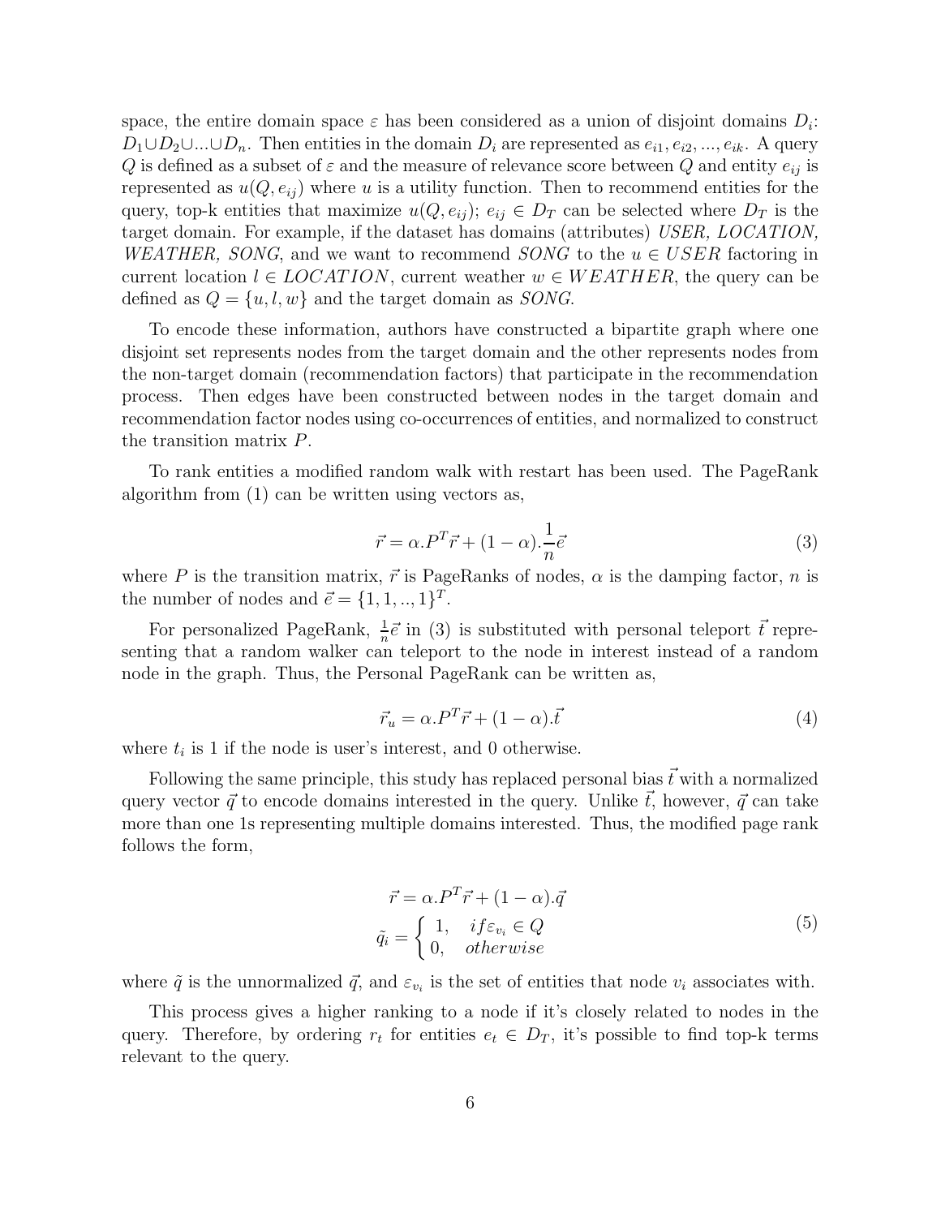space, the entire domain space $\varepsilon$ has been considered as a union of disjoint domains $D_i$: $D_1 \cup D_2 \cup ... \cup D_n$. Then entities in the domain $D_i$ are represented as $e_{i1}, e_{i2}, ..., e_{ik}$. A query $Q$ is defined as a subset of $\varepsilon$ and the measure of relevance score between $Q$ and entity $e_{ij}$ is represented as $u(Q, e_{ij})$ where $u$ is a utility function. Then to recommend entities for the query, top-k entities that maximize $u(Q, e_{ij})$; $e_{ij} \in D_T$ can be selected where $D_T$ is the target domain. For example, if the dataset has domains (attributes) *USER, LOCATION, WEATHER, SONG*, and we want to recommend *SONG* to the $u \in USER$ factoring in current location $l \in LOCATION$, current weather $w \in WEATHER$, the query can be defined as $Q = \{u, l, w\}$ and the target domain as *SONG*.

To encode these information, authors have constructed a bipartite graph where one disjoint set represents nodes from the target domain and the other represents nodes from the non-target domain (recommendation factors) that participate in the recommendation process. Then edges have been constructed between nodes in the target domain and recommendation factor nodes using co-occurrences of entities, and normalized to construct the transition matrix $P$.

To rank entities a modified random walk with restart has been used. The PageRank algorithm from (1) can be written using vectors as,

$$\vec{r} = \alpha . P^T \vec{r} + (1 - \alpha) . \frac{1}{n} \vec{e} \tag{3}$$

where $P$ is the transition matrix, $\vec{r}$ is PageRanks of nodes, $\alpha$ is the damping factor, $n$ is the number of nodes and $\vec{e} = \{1, 1, .., 1\}^T$.

For personalized PageRank, $\frac{1}{n}\vec{e}$ in (3) is substituted with personal teleport $\vec{t}$ representing that a random walker can teleport to the node in interest instead of a random node in the graph. Thus, the Personal PageRank can be written as,

$$\vec{r}_u = \alpha . P^T \vec{r} + (1 - \alpha) . \vec{t} \tag{4}$$

where $t_i$ is 1 if the node is user's interest, and 0 otherwise.

Following the same principle, this study has replaced personal bias $\vec{t}$ with a normalized query vector $\vec{q}$ to encode domains interested in the query. Unlike $\vec{t}$, however, $\vec{q}$ can take more than one 1s representing multiple domains interested. Thus, the modified page rank follows the form,

$$\begin{gathered} \vec{r} = \alpha . P^T \vec{r} + (1 - \alpha) . \vec{q} \\ \tilde{q_i} = \begin{cases} 1, & if \varepsilon_{v_i} \in Q \\ 0, & otherwise \end{cases} \end{gathered} \tag{5}$$

where $\tilde{q}$ is the unnormalized $\vec{q}$, and $\varepsilon_{v_i}$ is the set of entities that node $v_i$ associates with.

This process gives a higher ranking to a node if it's closely related to nodes in the query. Therefore, by ordering $r_t$ for entities $e_t \in D_T$, it's possible to find top-k terms relevant to the query.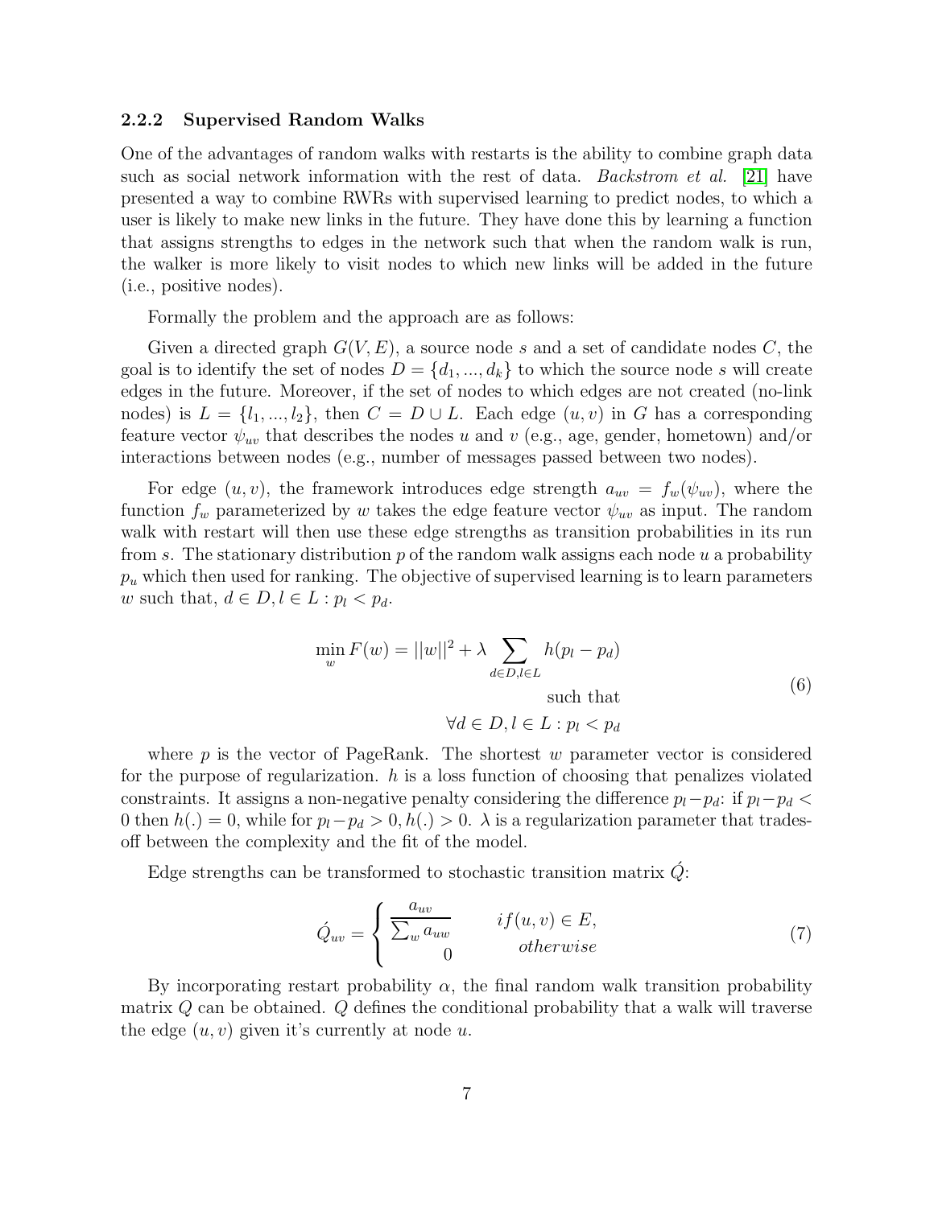### 2.2.2 Supervised Random Walks

One of the advantages of random walks with restarts is the ability to combine graph data such as social network information with the rest of data. *Backstrom et al.* [21] have presented a way to combine RWRs with supervised learning to predict nodes, to which a user is likely to make new links in the future. They have done this by learning a function that assigns strengths to edges in the network such that when the random walk is run, the walker is more likely to visit nodes to which new links will be added in the future (i.e., positive nodes).

Formally the problem and the approach are as follows:

Given a directed graph $G(V, E)$, a source node $s$ and a set of candidate nodes $C$, the goal is to identify the set of nodes $D = \{d_1, ..., d_k\}$ to which the source node $s$ will create edges in the future. Moreover, if the set of nodes to which edges are not created (no-link nodes) is $L = \{l_1, ..., l_2\}$, then $C = D \cup L$. Each edge $(u, v)$ in $G$ has a corresponding feature vector $\psi_{uv}$ that describes the nodes $u$ and $v$ (e.g., age, gender, hometown) and/or interactions between nodes (e.g., number of messages passed between two nodes).

For edge $(u, v)$, the framework introduces edge strength $a_{uv} = f_w(\psi_{uv})$, where the function $f_w$ parameterized by $w$ takes the edge feature vector $\psi_{uv}$ as input. The random walk with restart will then use these edge strengths as transition probabilities in its run from $s$. The stationary distribution $p$ of the random walk assigns each node $u$ a probability $p_u$ which then used for ranking. The objective of supervised learning is to learn parameters $w$ such that, $d \in D, l \in L : p_l < p_d$.

$$
\begin{aligned}
\min_{w} F(w) = ||w||^2 + \lambda \sum_{d \in D, l \in L} h(p_l - p_d) \\
\text{such that} \\
\forall d \in D, l \in L : p_l < p_d
\end{aligned}
\tag{6}
$$

where $p$ is the vector of PageRank. The shortest $w$ parameter vector is considered for the purpose of regularization. $h$ is a loss function of choosing that penalizes violated constraints. It assigns a non-negative penalty considering the difference $p_l - p_d$: if $p_l - p_d < 0$ then $h(.) = 0$, while for $p_l - p_d > 0, h(.) > 0$. $\lambda$ is a regularization parameter that trades-off between the complexity and the fit of the model.

Edge strengths can be transformed to stochastic transition matrix $\acute{Q}$:

$$
\acute{Q}_{uv} = \begin{cases} \dfrac{a_{uv}}{\sum_w a_{uw}} & if (u, v) \in E, \\ 0 & otherwise \end{cases}
\tag{7}
$$

By incorporating restart probability $\alpha$, the final random walk transition probability matrix $Q$ can be obtained. $Q$ defines the conditional probability that a walk will traverse the edge $(u, v)$ given it's currently at node $u$.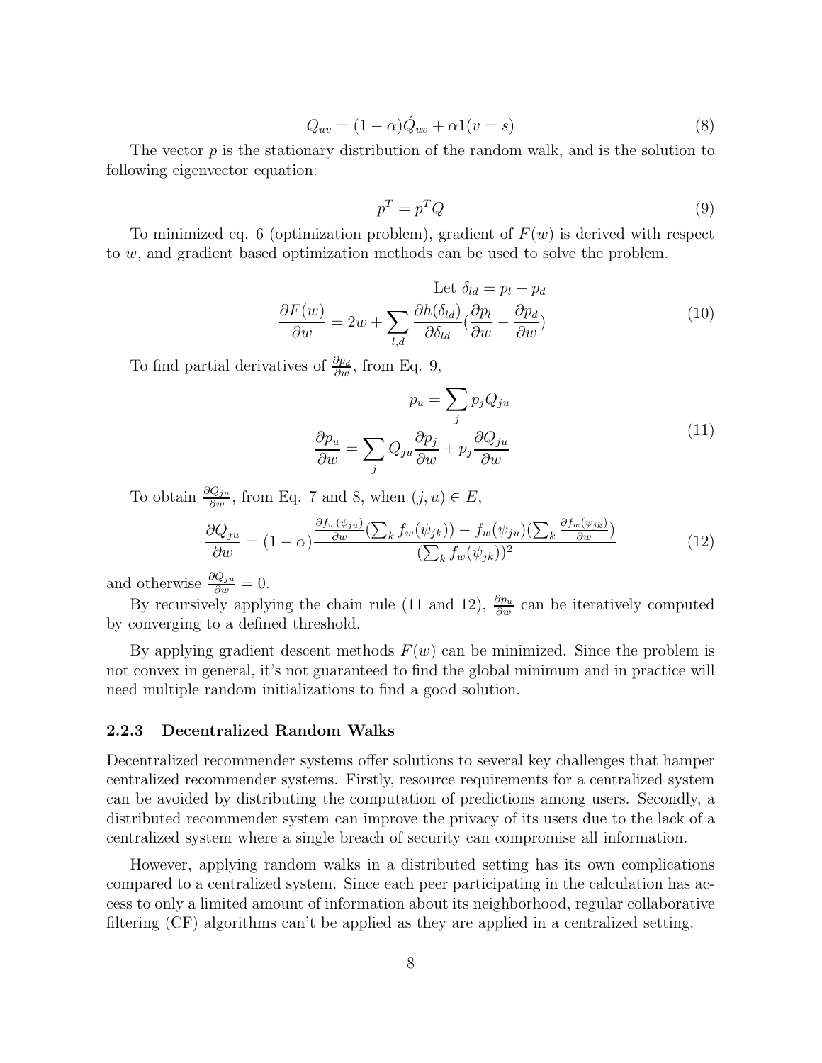$$Q_{uv} = (1-\alpha)\acute{Q}_{uv} + \alpha 1(v = s) \tag{8}$$

The vector $p$ is the stationary distribution of the random walk, and is the solution to following eigenvector equation:

$$p^T = p^T Q \tag{9}$$

To minimized eq. 6 (optimization problem), gradient of $F(w)$ is derived with respect to $w$, and gradient based optimization methods can be used to solve the problem.

$$\text{Let } \delta_{ld} = p_l - p_d$$

$$\frac{\partial F(w)}{\partial w} = 2w + \sum_{l,d} \frac{\partial h(\delta_{ld})}{\partial \delta_{ld}} \left(\frac{\partial p_l}{\partial w} - \frac{\partial p_d}{\partial w}\right) \tag{10}$$

To find partial derivatives of $\frac{\partial p_d}{\partial w}$, from Eq. 9,

$$\begin{aligned} p_u &= \sum_j p_j Q_{ju} \\ \frac{\partial p_u}{\partial w} &= \sum_j Q_{ju} \frac{\partial p_j}{\partial w} + p_j \frac{\partial Q_{ju}}{\partial w} \end{aligned} \tag{11}$$

To obtain $\frac{\partial Q_{ju}}{\partial w}$, from Eq. 7 and 8, when $(j, u) \in E$,

$$\frac{\partial Q_{ju}}{\partial w} = (1-\alpha) \frac{\frac{\partial f_w(\psi_{ju})}{\partial w} (\sum_k f_w(\psi_{jk})) - f_w(\psi_{ju}) (\sum_k \frac{\partial f_w(\psi_{jk})}{\partial w})}{(\sum_k f_w(\psi_{jk}))^2} \tag{12}$$

and otherwise $\frac{\partial Q_{ju}}{\partial w} = 0$.

By recursively applying the chain rule (11 and 12), $\frac{\partial p_u}{\partial w}$ can be iteratively computed by converging to a defined threshold.

By applying gradient descent methods $F(w)$ can be minimized. Since the problem is not convex in general, it's not guaranteed to find the global minimum and in practice will need multiple random initializations to find a good solution.

### 2.2.3 Decentralized Random Walks

Decentralized recommender systems offer solutions to several key challenges that hamper centralized recommender systems. Firstly, resource requirements for a centralized system can be avoided by distributing the computation of predictions among users. Secondly, a distributed recommender system can improve the privacy of its users due to the lack of a centralized system where a single breach of security can compromise all information.

However, applying random walks in a distributed setting has its own complications compared to a centralized system. Since each peer participating in the calculation has access to only a limited amount of information about its neighborhood, regular collaborative filtering (CF) algorithms can't be applied as they are applied in a centralized setting.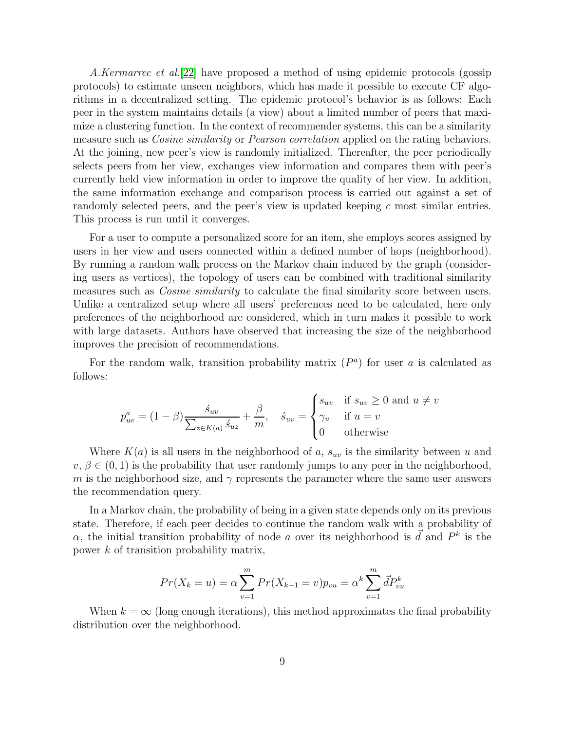*A.Kermarrec et al.*[22] have proposed a method of using epidemic protocols (gossip protocols) to estimate unseen neighbors, which has made it possible to execute CF algorithms in a decentralized setting. The epidemic protocol's behavior is as follows: Each peer in the system maintains details (a view) about a limited number of peers that maximize a clustering function. In the context of recommender systems, this can be a similarity measure such as *Cosine similarity* or *Pearson correlation* applied on the rating behaviors. At the joining, new peer's view is randomly initialized. Thereafter, the peer periodically selects peers from her view, exchanges view information and compares them with peer's currently held view information in order to improve the quality of her view. In addition, the same information exchange and comparison process is carried out against a set of randomly selected peers, and the peer's view is updated keeping $c$ most similar entries. This process is run until it converges.

For a user to compute a personalized score for an item, she employs scores assigned by users in her view and users connected within a defined number of hops (neighborhood). By running a random walk process on the Markov chain induced by the graph (considering users as vertices), the topology of users can be combined with traditional similarity measures such as *Cosine similarity* to calculate the final similarity score between users. Unlike a centralized setup where all users' preferences need to be calculated, here only preferences of the neighborhood are considered, which in turn makes it possible to work with large datasets. Authors have observed that increasing the size of the neighborhood improves the precision of recommendations.

For the random walk, transition probability matrix ($P^a$) for user $a$ is calculated as follows:

$$p^a_{uv} = (1-\beta)\frac{\acute{s}_{uv}}{\sum_{z\in K(a)} \acute{s}_{uz}} + \frac{\beta}{m}, \quad \acute{s}_{uv} = \begin{cases} s_{uv} & \text{if } s_{uv} \geq 0 \text{ and } u \neq v \\ \gamma_u & \text{if } u = v \\ 0 & \text{otherwise} \end{cases}$$

Where $K(a)$ is all users in the neighborhood of $a$, $s_{uv}$ is the similarity between $u$ and $v$, $\beta \in (0,1)$ is the probability that user randomly jumps to any peer in the neighborhood, $m$ is the neighborhood size, and $\gamma$ represents the parameter where the same user answers the recommendation query.

In a Markov chain, the probability of being in a given state depends only on its previous state. Therefore, if each peer decides to continue the random walk with a probability of $\alpha$, the initial transition probability of node $a$ over its neighborhood is $\vec{d}$ and $P^k$ is the power $k$ of transition probability matrix,

$$Pr(X_k = u) = \alpha \sum_{v=1}^{m} Pr(X_{k-1} = v)p_{vu} = \alpha^k \sum_{v=1}^{m} \vec{d}P^k_{vu}$$

When $k = \infty$ (long enough iterations), this method approximates the final probability distribution over the neighborhood.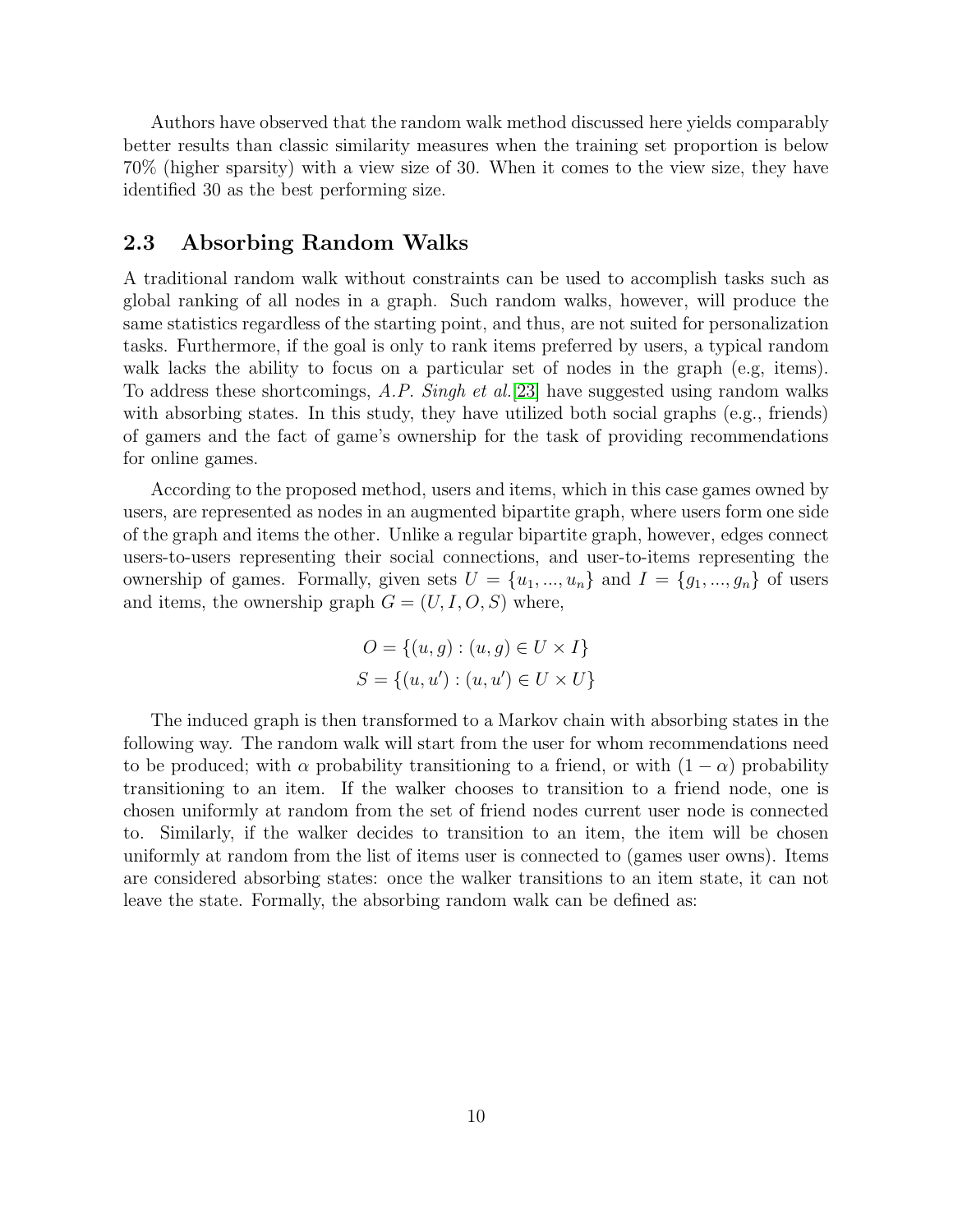Authors have observed that the random walk method discussed here yields comparably better results than classic similarity measures when the training set proportion is below 70% (higher sparsity) with a view size of 30. When it comes to the view size, they have identified 30 as the best performing size.

## 2.3 Absorbing Random Walks

A traditional random walk without constraints can be used to accomplish tasks such as global ranking of all nodes in a graph. Such random walks, however, will produce the same statistics regardless of the starting point, and thus, are not suited for personalization tasks. Furthermore, if the goal is only to rank items preferred by users, a typical random walk lacks the ability to focus on a particular set of nodes in the graph (e.g, items). To address these shortcomings, *A.P. Singh et al.*[23] have suggested using random walks with absorbing states. In this study, they have utilized both social graphs (e.g., friends) of gamers and the fact of game's ownership for the task of providing recommendations for online games.

According to the proposed method, users and items, which in this case games owned by users, are represented as nodes in an augmented bipartite graph, where users form one side of the graph and items the other. Unlike a regular bipartite graph, however, edges connect users-to-users representing their social connections, and user-to-items representing the ownership of games. Formally, given sets $U = \{u_1, ..., u_n\}$ and $I = \{g_1, ..., g_n\}$ of users and items, the ownership graph $G = (U, I, O, S)$ where,

$$O = \{(u, g) : (u, g) \in U \times I\}$$
$$S = \{(u, u') : (u, u') \in U \times U\}$$

The induced graph is then transformed to a Markov chain with absorbing states in the following way. The random walk will start from the user for whom recommendations need to be produced; with $\alpha$ probability transitioning to a friend, or with $(1 - \alpha)$ probability transitioning to an item. If the walker chooses to transition to a friend node, one is chosen uniformly at random from the set of friend nodes current user node is connected to. Similarly, if the walker decides to transition to an item, the item will be chosen uniformly at random from the list of items user is connected to (games user owns). Items are considered absorbing states: once the walker transitions to an item state, it can not leave the state. Formally, the absorbing random walk can be defined as: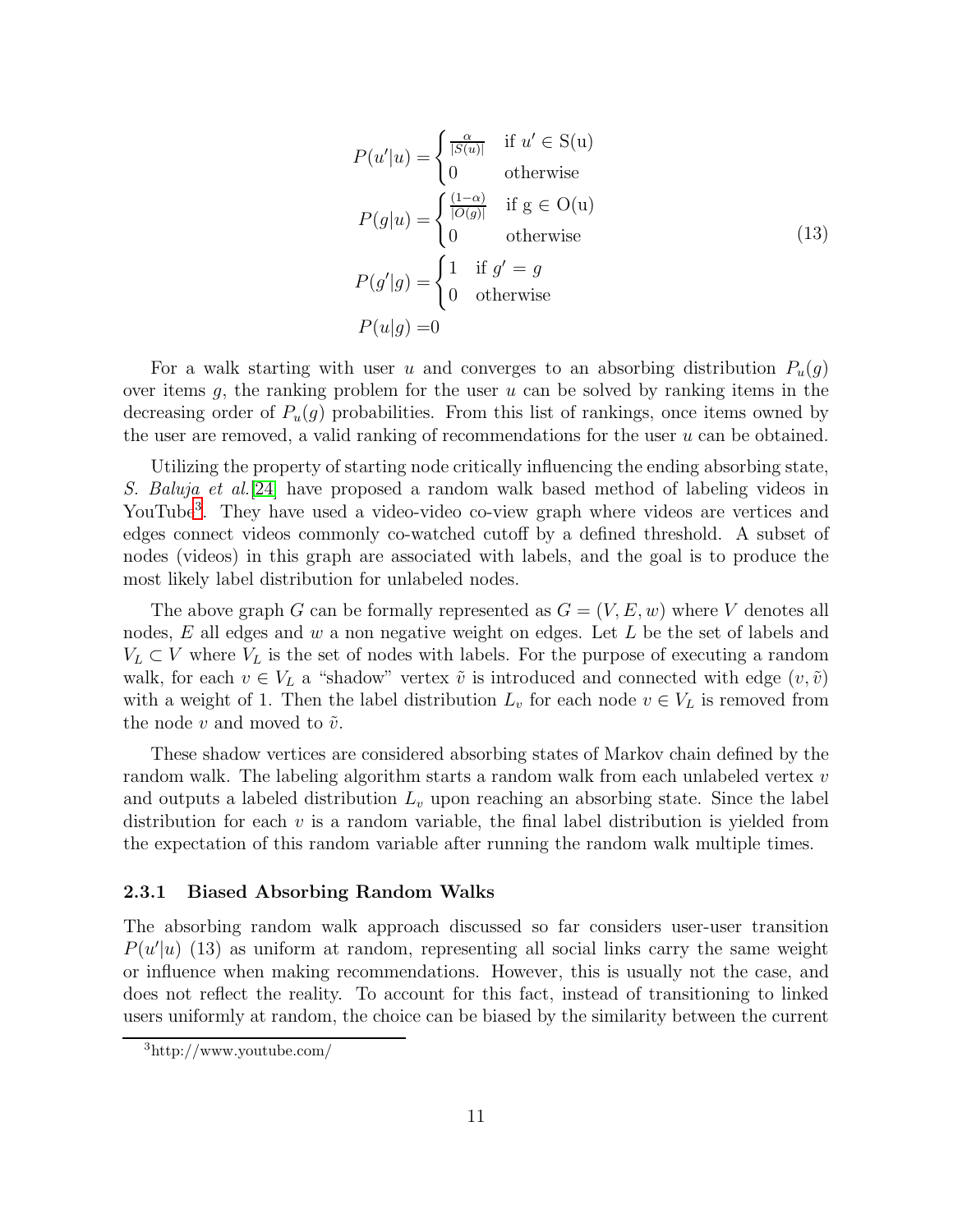$$
\begin{aligned}
P(u'|u) &= \begin{cases} \frac{\alpha}{|S(u)|} & \text{if } u' \in \text{S(u)} \\ 0 & \text{otherwise} \end{cases} \\
P(g|u) &= \begin{cases} \frac{(1-\alpha)}{|O(g)|} & \text{if g} \in \text{O(u)} \\ 0 & \text{otherwise} \end{cases} \\
P(g'|g) &= \begin{cases} 1 & \text{if } g' = g \\ 0 & \text{otherwise} \end{cases} \\
P(u|g) &= 0
\end{aligned}
\tag{13}
$$

For a walk starting with user $u$ and converges to an absorbing distribution $P_u(g)$ over items $g$, the ranking problem for the user $u$ can be solved by ranking items in the decreasing order of $P_u(g)$ probabilities. From this list of rankings, once items owned by the user are removed, a valid ranking of recommendations for the user $u$ can be obtained.

Utilizing the property of starting node critically influencing the ending absorbing state, *S. Baluja et al.*[24] have proposed a random walk based method of labeling videos in YouTube[3]. They have used a video-video co-view graph where videos are vertices and edges connect videos commonly co-watched cutoff by a defined threshold. A subset of nodes (videos) in this graph are associated with labels, and the goal is to produce the most likely label distribution for unlabeled nodes.

The above graph $G$ can be formally represented as $G = (V, E, w)$ where $V$ denotes all nodes, $E$ all edges and $w$ a non negative weight on edges. Let $L$ be the set of labels and $V_L \subset V$ where $V_L$ is the set of nodes with labels. For the purpose of executing a random walk, for each $v \in V_L$ a "shadow" vertex $\tilde{v}$ is introduced and connected with edge $(v, \tilde{v})$ with a weight of 1. Then the label distribution $L_v$ for each node $v \in V_L$ is removed from the node $v$ and moved to $\tilde{v}$.

These shadow vertices are considered absorbing states of Markov chain defined by the random walk. The labeling algorithm starts a random walk from each unlabeled vertex $v$ and outputs a labeled distribution $L_v$ upon reaching an absorbing state. Since the label distribution for each $v$ is a random variable, the final label distribution is yielded from the expectation of this random variable after running the random walk multiple times.

### 2.3.1 Biased Absorbing Random Walks

The absorbing random walk approach discussed so far considers user-user transition $P(u'|u)$ (13) as uniform at random, representing all social links carry the same weight or influence when making recommendations. However, this is usually not the case, and does not reflect the reality. To account for this fact, instead of transitioning to linked users uniformly at random, the choice can be biased by the similarity between the current

[3] http://www.youtube.com/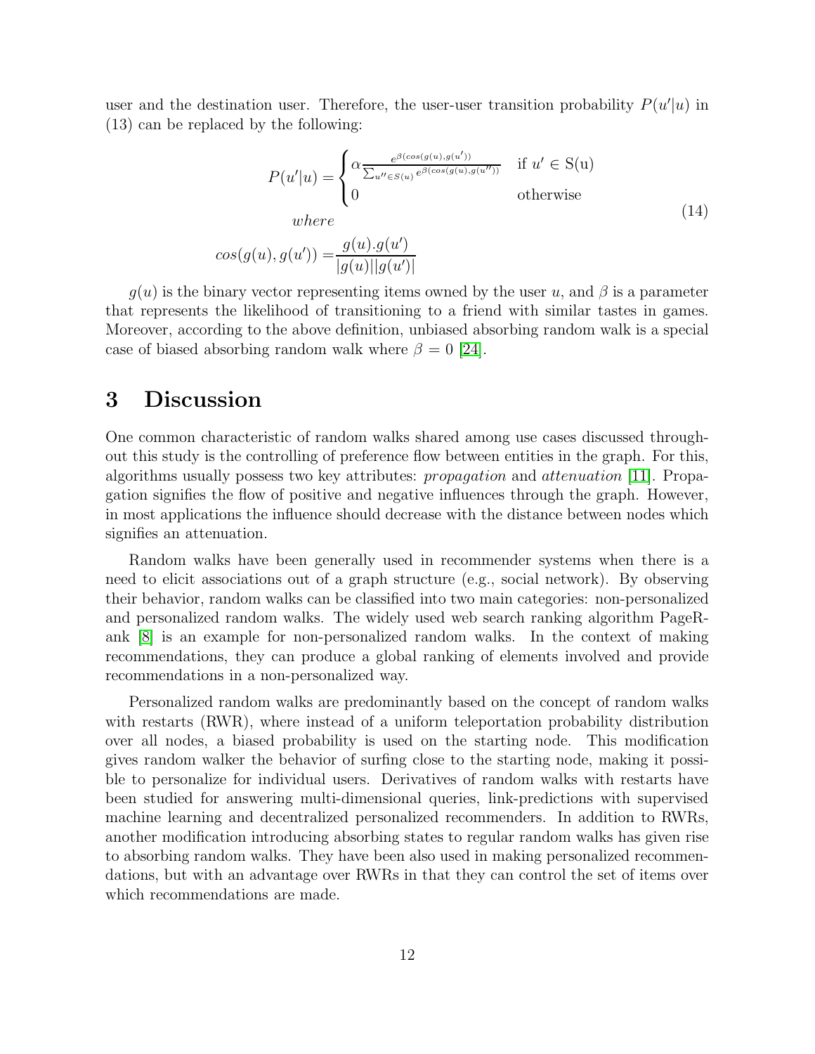user and the destination user. Therefore, the user-user transition probability $P(u'|u)$ in (13) can be replaced by the following:

$$
\begin{aligned}
P(u'|u) &= \begin{cases} \alpha \frac{e^{\beta(cos(g(u),g(u'))}}{\sum_{u'' \in S(u)} e^{\beta(cos(g(u),g(u''))}} & \text{if } u' \in \text{S(u)} \\ 0 & \text{otherwise} \end{cases} \\
& where \\
cos(g(u), g(u')) &= \frac{g(u).g(u')}{|g(u)||g(u')|}
\end{aligned}
\tag{14}
$$

$g(u)$ is the binary vector representing items owned by the user $u$, and $\beta$ is a parameter that represents the likelihood of transitioning to a friend with similar tastes in games. Moreover, according to the above definition, unbiased absorbing random walk is a special case of biased absorbing random walk where $\beta = 0$ [24].

# 3 Discussion

One common characteristic of random walks shared among use cases discussed throughout this study is the controlling of preference flow between entities in the graph. For this, algorithms usually possess two key attributes: *propagation* and *attenuation* [11]. Propagation signifies the flow of positive and negative influences through the graph. However, in most applications the influence should decrease with the distance between nodes which signifies an attenuation.

Random walks have been generally used in recommender systems when there is a need to elicit associations out of a graph structure (e.g., social network). By observing their behavior, random walks can be classified into two main categories: non-personalized and personalized random walks. The widely used web search ranking algorithm PageRank [8] is an example for non-personalized random walks. In the context of making recommendations, they can produce a global ranking of elements involved and provide recommendations in a non-personalized way.

Personalized random walks are predominantly based on the concept of random walks with restarts (RWR), where instead of a uniform teleportation probability distribution over all nodes, a biased probability is used on the starting node. This modification gives random walker the behavior of surfing close to the starting node, making it possible to personalize for individual users. Derivatives of random walks with restarts have been studied for answering multi-dimensional queries, link-predictions with supervised machine learning and decentralized personalized recommenders. In addition to RWRs, another modification introducing absorbing states to regular random walks has given rise to absorbing random walks. They have been also used in making personalized recommendations, but with an advantage over RWRs in that they can control the set of items over which recommendations are made.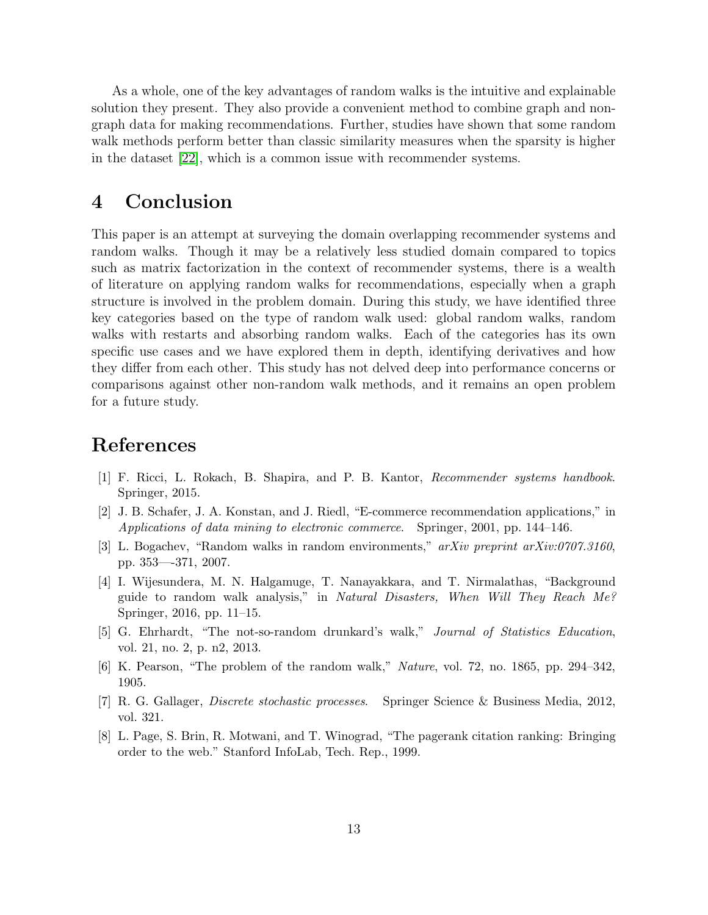As a whole, one of the key advantages of random walks is the intuitive and explainable solution they present. They also provide a convenient method to combine graph and non-graph data for making recommendations. Further, studies have shown that some random walk methods perform better than classic similarity measures when the sparsity is higher in the dataset [22], which is a common issue with recommender systems.

# 4 Conclusion

This paper is an attempt at surveying the domain overlapping recommender systems and random walks. Though it may be a relatively less studied domain compared to topics such as matrix factorization in the context of recommender systems, there is a wealth of literature on applying random walks for recommendations, especially when a graph structure is involved in the problem domain. During this study, we have identified three key categories based on the type of random walk used: global random walks, random walks with restarts and absorbing random walks. Each of the categories has its own specific use cases and we have explored them in depth, identifying derivatives and how they differ from each other. This study has not delved deep into performance concerns or comparisons against other non-random walk methods, and it remains an open problem for a future study.

# References

[1] F. Ricci, L. Rokach, B. Shapira, and P. B. Kantor, *Recommender systems handbook*. Springer, 2015.

[2] J. B. Schafer, J. A. Konstan, and J. Riedl, "E-commerce recommendation applications," in *Applications of data mining to electronic commerce*. Springer, 2001, pp. 144–146.

[3] L. Bogachev, "Random walks in random environments," *arXiv preprint arXiv:0707.3160*, pp. 353—-371, 2007.

[4] I. Wijesundera, M. N. Halgamuge, T. Nanayakkara, and T. Nirmalathas, "Background guide to random walk analysis," in *Natural Disasters, When Will They Reach Me?* Springer, 2016, pp. 11–15.

[5] G. Ehrhardt, "The not-so-random drunkard's walk," *Journal of Statistics Education*, vol. 21, no. 2, p. n2, 2013.

[6] K. Pearson, "The problem of the random walk," *Nature*, vol. 72, no. 1865, pp. 294–342, 1905.

[7] R. G. Gallager, *Discrete stochastic processes*. Springer Science & Business Media, 2012, vol. 321.

[8] L. Page, S. Brin, R. Motwani, and T. Winograd, "The pagerank citation ranking: Bringing order to the web." Stanford InfoLab, Tech. Rep., 1999.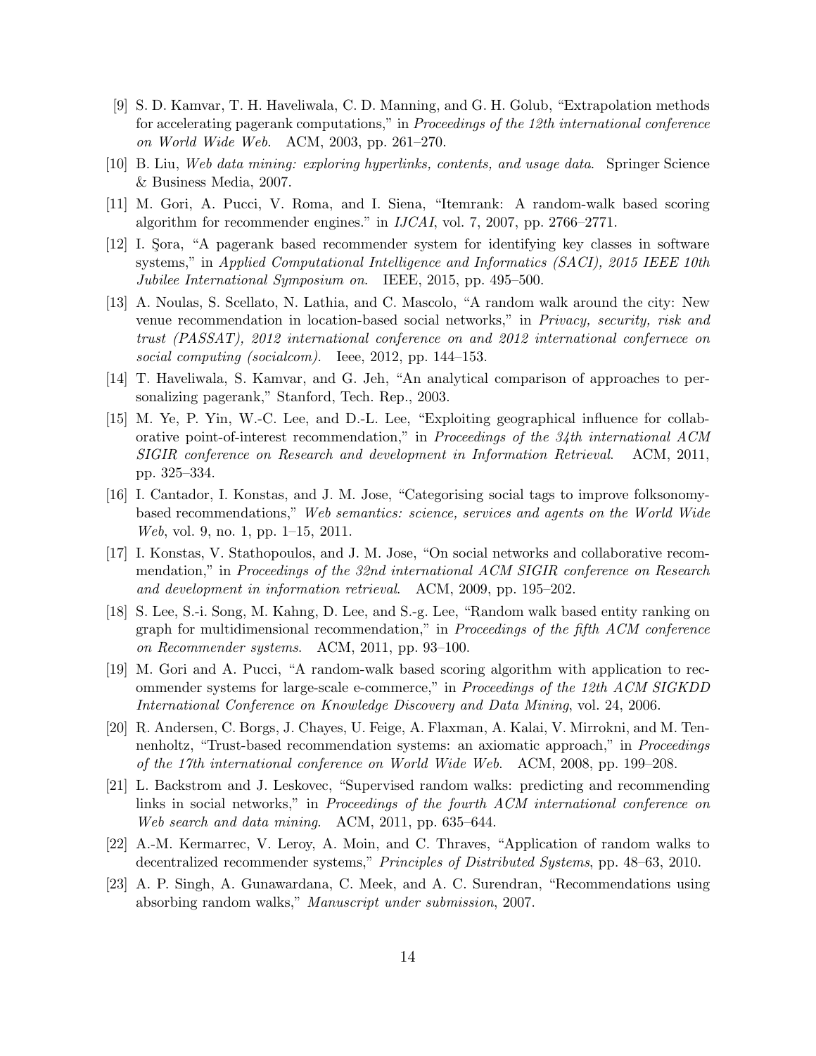[9] S. D. Kamvar, T. H. Haveliwala, C. D. Manning, and G. H. Golub, "Extrapolation methods for accelerating pagerank computations," in *Proceedings of the 12th international conference on World Wide Web*. ACM, 2003, pp. 261–270.

[10] B. Liu, *Web data mining: exploring hyperlinks, contents, and usage data*. Springer Science & Business Media, 2007.

[11] M. Gori, A. Pucci, V. Roma, and I. Siena, "Itemrank: A random-walk based scoring algorithm for recommender engines." in *IJCAI*, vol. 7, 2007, pp. 2766–2771.

[12] I. Şora, "A pagerank based recommender system for identifying key classes in software systems," in *Applied Computational Intelligence and Informatics (SACI), 2015 IEEE 10th Jubilee International Symposium on*. IEEE, 2015, pp. 495–500.

[13] A. Noulas, S. Scellato, N. Lathia, and C. Mascolo, "A random walk around the city: New venue recommendation in location-based social networks," in *Privacy, security, risk and trust (PASSAT), 2012 international conference on and 2012 international confernece on social computing (socialcom)*. Ieee, 2012, pp. 144–153.

[14] T. Haveliwala, S. Kamvar, and G. Jeh, "An analytical comparison of approaches to personalizing pagerank," Stanford, Tech. Rep., 2003.

[15] M. Ye, P. Yin, W.-C. Lee, and D.-L. Lee, "Exploiting geographical influence for collaborative point-of-interest recommendation," in *Proceedings of the 34th international ACM SIGIR conference on Research and development in Information Retrieval*. ACM, 2011, pp. 325–334.

[16] I. Cantador, I. Konstas, and J. M. Jose, "Categorising social tags to improve folksonomy-based recommendations," *Web semantics: science, services and agents on the World Wide Web*, vol. 9, no. 1, pp. 1–15, 2011.

[17] I. Konstas, V. Stathopoulos, and J. M. Jose, "On social networks and collaborative recommendation," in *Proceedings of the 32nd international ACM SIGIR conference on Research and development in information retrieval*. ACM, 2009, pp. 195–202.

[18] S. Lee, S.-i. Song, M. Kahng, D. Lee, and S.-g. Lee, "Random walk based entity ranking on graph for multidimensional recommendation," in *Proceedings of the fifth ACM conference on Recommender systems*. ACM, 2011, pp. 93–100.

[19] M. Gori and A. Pucci, "A random-walk based scoring algorithm with application to recommender systems for large-scale e-commerce," in *Proceedings of the 12th ACM SIGKDD International Conference on Knowledge Discovery and Data Mining*, vol. 24, 2006.

[20] R. Andersen, C. Borgs, J. Chayes, U. Feige, A. Flaxman, A. Kalai, V. Mirrokni, and M. Tennenholtz, "Trust-based recommendation systems: an axiomatic approach," in *Proceedings of the 17th international conference on World Wide Web*. ACM, 2008, pp. 199–208.

[21] L. Backstrom and J. Leskovec, "Supervised random walks: predicting and recommending links in social networks," in *Proceedings of the fourth ACM international conference on Web search and data mining*. ACM, 2011, pp. 635–644.

[22] A.-M. Kermarrec, V. Leroy, A. Moin, and C. Thraves, "Application of random walks to decentralized recommender systems," *Principles of Distributed Systems*, pp. 48–63, 2010.

[23] A. P. Singh, A. Gunawardana, C. Meek, and A. C. Surendran, "Recommendations using absorbing random walks," *Manuscript under submission*, 2007.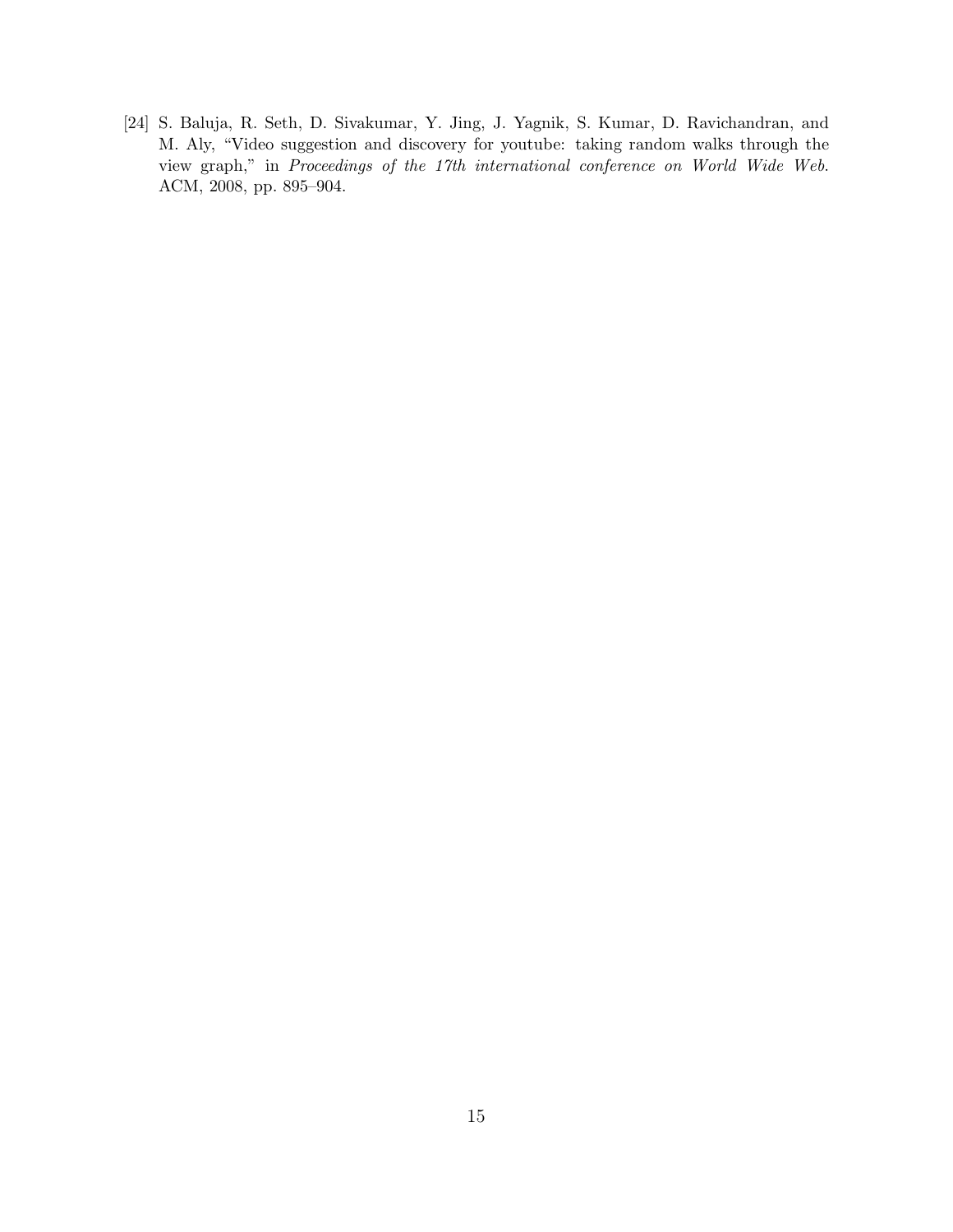[24] S. Baluja, R. Seth, D. Sivakumar, Y. Jing, J. Yagnik, S. Kumar, D. Ravichandran, and M. Aly, "Video suggestion and discovery for youtube: taking random walks through the view graph," in *Proceedings of the 17th international conference on World Wide Web*. ACM, 2008, pp. 895–904.